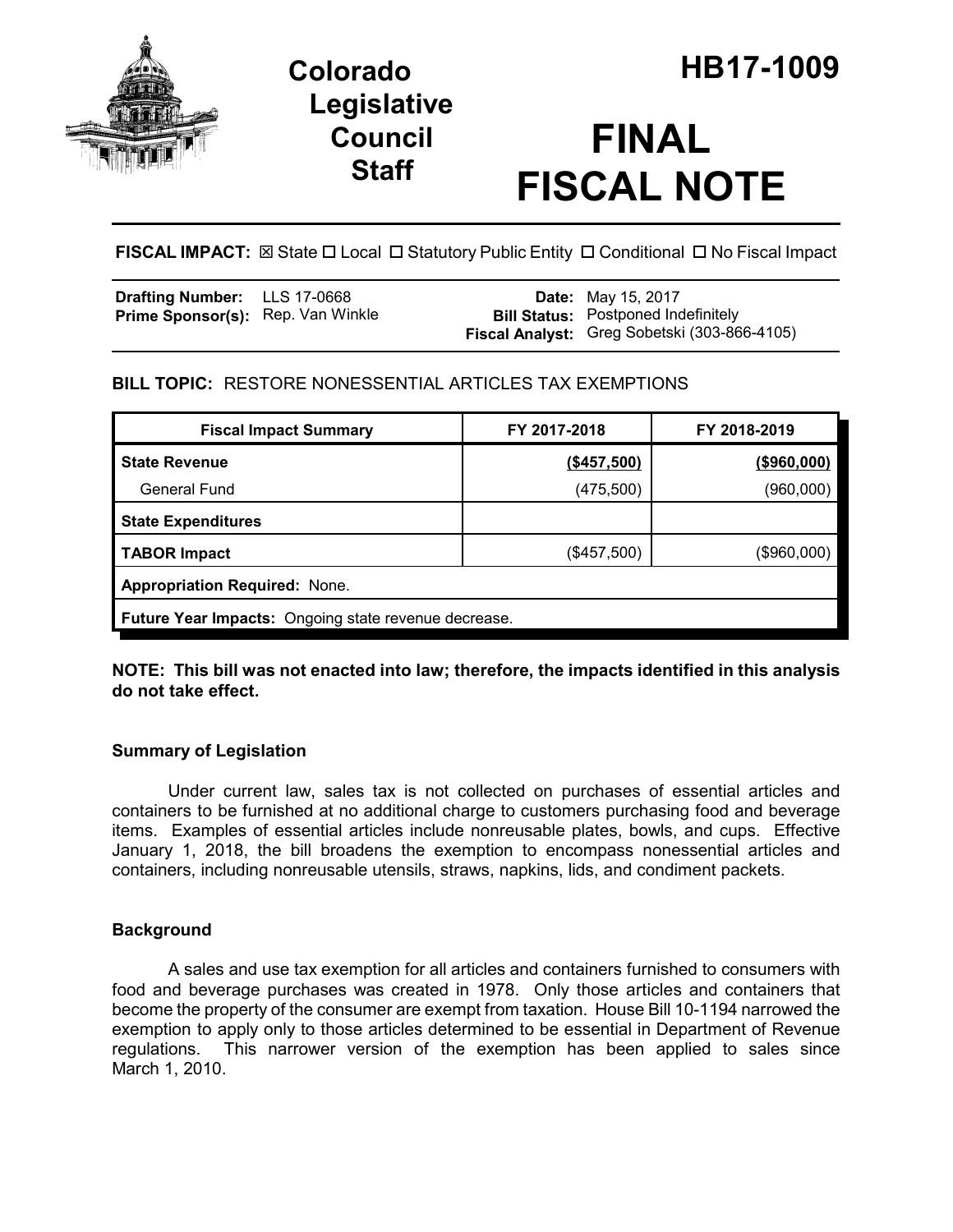# Colorado Legislative Council Staff

# HB17-1009

# FINAL FISCAL NOTE

**FISCAL IMPACT:** ☒ State ☐ Local ☐ Statutory Public Entity ☐ Conditional ☐ No Fiscal Impact

| | | | |
|---|---|---|---|
| **Drafting Number:** | LLS 17-0668 | **Date:** | May 15, 2017 |
| **Prime Sponsor(s):** | Rep. Van Winkle | **Bill Status:** | Postponed Indefinitely |
| | | **Fiscal Analyst:** | Greg Sobetski (303-866-4105) |

**BILL TOPIC:** RESTORE NONESSENTIAL ARTICLES TAX EXEMPTIONS

| Fiscal Impact Summary | FY 2017-2018 | FY 2018-2019 |
|---|---|---|
| **State Revenue** | **(\$457,500)** | **(\$960,000)** |
| General Fund | (475,500) | (960,000) |
| **State Expenditures** | | |
| **TABOR Impact** | (\$457,500) | (\$960,000) |
| **Appropriation Required:** None. | | |
| **Future Year Impacts:** Ongoing state revenue decrease. | | |

**NOTE: This bill was not enacted into law; therefore, the impacts identified in this analysis do not take effect.**

### Summary of Legislation

Under current law, sales tax is not collected on purchases of essential articles and containers to be furnished at no additional charge to customers purchasing food and beverage items. Examples of essential articles include nonreusable plates, bowls, and cups. Effective January 1, 2018, the bill broadens the exemption to encompass nonessential articles and containers, including nonreusable utensils, straws, napkins, lids, and condiment packets.

### Background

A sales and use tax exemption for all articles and containers furnished to consumers with food and beverage purchases was created in 1978. Only those articles and containers that become the property of the consumer are exempt from taxation. House Bill 10-1194 narrowed the exemption to apply only to those articles determined to be essential in Department of Revenue regulations. This narrower version of the exemption has been applied to sales since March 1, 2010.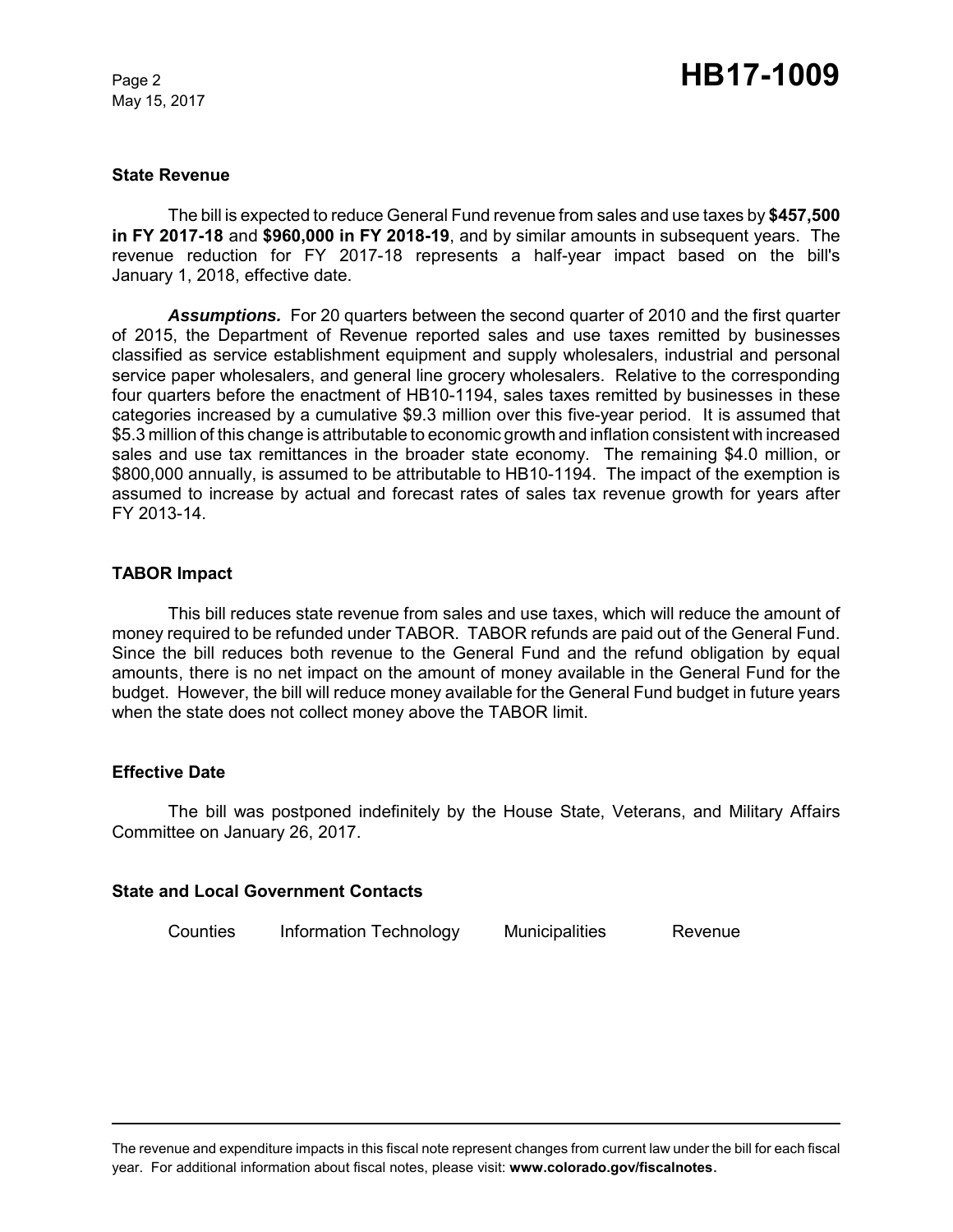## State Revenue

The bill is expected to reduce General Fund revenue from sales and use taxes by **$457,500 in FY 2017-18** and **$960,000 in FY 2018-19**, and by similar amounts in subsequent years. The revenue reduction for FY 2017-18 represents a half-year impact based on the bill's January 1, 2018, effective date.

***Assumptions.*** For 20 quarters between the second quarter of 2010 and the first quarter of 2015, the Department of Revenue reported sales and use taxes remitted by businesses classified as service establishment equipment and supply wholesalers, industrial and personal service paper wholesalers, and general line grocery wholesalers. Relative to the corresponding four quarters before the enactment of HB10-1194, sales taxes remitted by businesses in these categories increased by a cumulative $9.3 million over this five-year period. It is assumed that $5.3 million of this change is attributable to economic growth and inflation consistent with increased sales and use tax remittances in the broader state economy. The remaining $4.0 million, or $800,000 annually, is assumed to be attributable to HB10-1194. The impact of the exemption is assumed to increase by actual and forecast rates of sales tax revenue growth for years after FY 2013-14.

## TABOR Impact

This bill reduces state revenue from sales and use taxes, which will reduce the amount of money required to be refunded under TABOR. TABOR refunds are paid out of the General Fund. Since the bill reduces both revenue to the General Fund and the refund obligation by equal amounts, there is no net impact on the amount of money available in the General Fund for the budget. However, the bill will reduce money available for the General Fund budget in future years when the state does not collect money above the TABOR limit.

## Effective Date

The bill was postponed indefinitely by the House State, Veterans, and Military Affairs Committee on January 26, 2017.

## State and Local Government Contacts

Counties Information Technology Municipalities Revenue

The revenue and expenditure impacts in this fiscal note represent changes from current law under the bill for each fiscal year. For additional information about fiscal notes, please visit: **www.colorado.gov/fiscalnotes.**